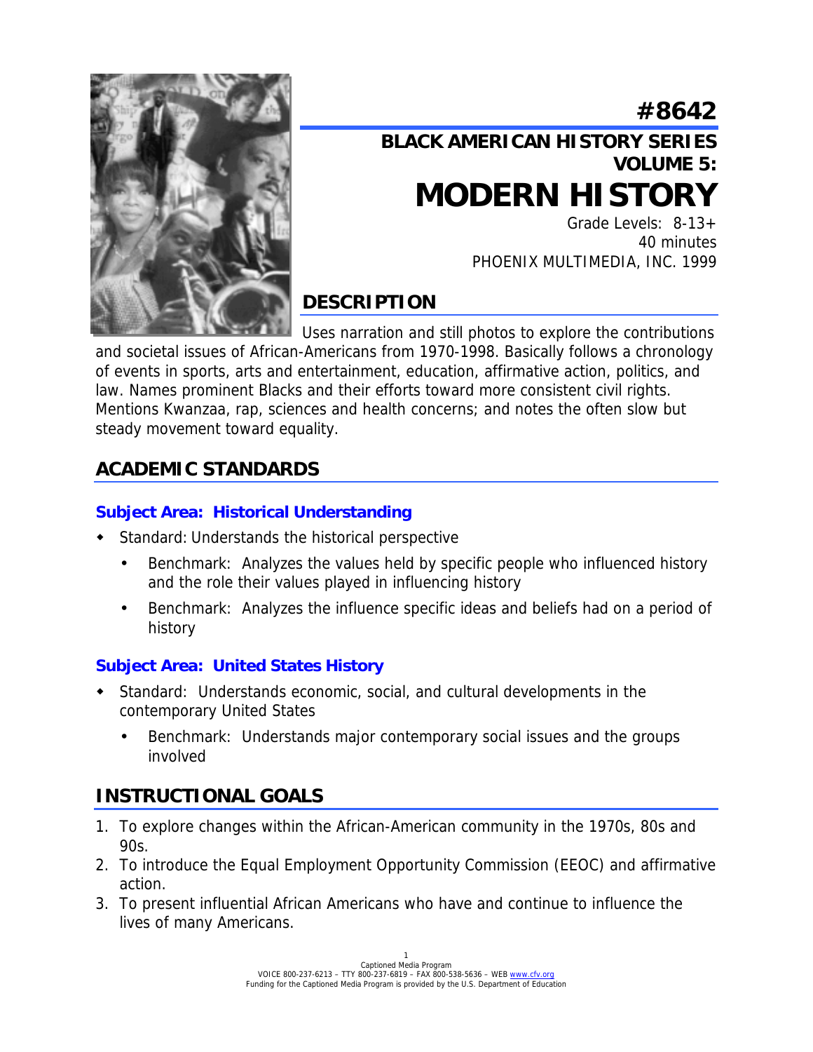# #8642

## BLACK AMERICAN HISTORY SERIES VOLUME 5:

# MODERN HISTORY

Grade Levels: 8-13+
40 minutes
PHOENIX MULTIMEDIA, INC. 1999

## DESCRIPTION

Uses narration and still photos to explore the contributions and societal issues of African-Americans from 1970-1998. Basically follows a chronology of events in sports, arts and entertainment, education, affirmative action, politics, and law. Names prominent Blacks and their efforts toward more consistent civil rights. Mentions Kwanzaa, rap, sciences and health concerns; and notes the often slow but steady movement toward equality.

## ACADEMIC STANDARDS

### Subject Area: Historical Understanding

- Standard: Understands the historical perspective
  - Benchmark: Analyzes the values held by specific people who influenced history and the role their values played in influencing history
  - Benchmark: Analyzes the influence specific ideas and beliefs had on a period of history

### Subject Area: United States History

- Standard: Understands economic, social, and cultural developments in the contemporary United States
  - Benchmark: Understands major contemporary social issues and the groups involved

## INSTRUCTIONAL GOALS

1. To explore changes within the African-American community in the 1970s, 80s and 90s.
2. To introduce the Equal Employment Opportunity Commission (EEOC) and affirmative action.
3. To present influential African Americans who have and continue to influence the lives of many Americans.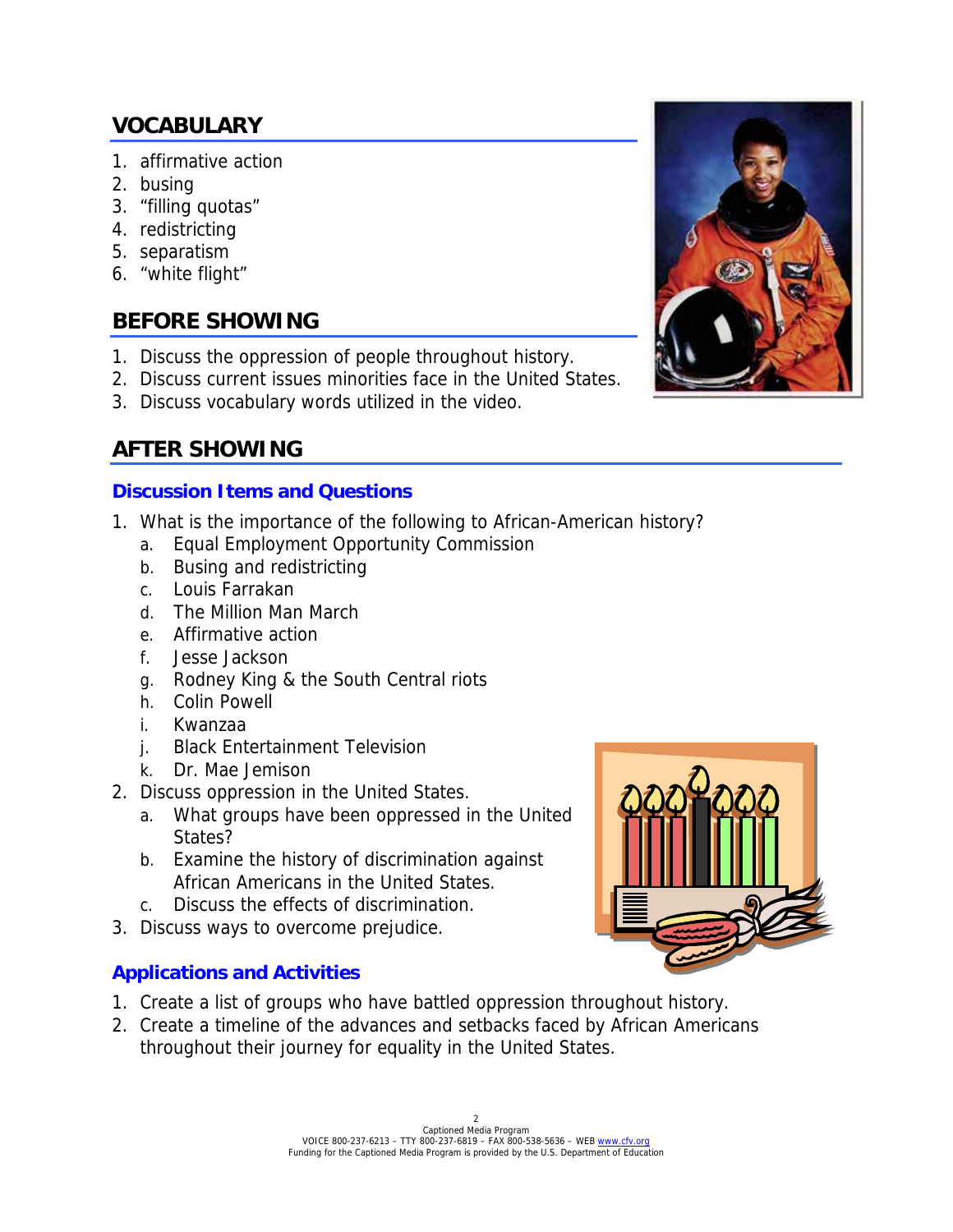## VOCABULARY

1. affirmative action
2. busing
3. "filling quotas"
4. redistricting
5. separatism
6. "white flight"

## BEFORE SHOWING

1. Discuss the oppression of people throughout history.
2. Discuss current issues minorities face in the United States.
3. Discuss vocabulary words utilized in the video.

## AFTER SHOWING

### Discussion Items and Questions

1. What is the importance of the following to African-American history?
   a. Equal Employment Opportunity Commission
   b. Busing and redistricting
   c. Louis Farrakan
   d. The Million Man March
   e. Affirmative action
   f. Jesse Jackson
   g. Rodney King & the South Central riots
   h. Colin Powell
   i. Kwanzaa
   j. Black Entertainment Television
   k. Dr. Mae Jemison
2. Discuss oppression in the United States.
   a. What groups have been oppressed in the United States?
   b. Examine the history of discrimination against African Americans in the United States.
   c. Discuss the effects of discrimination.
3. Discuss ways to overcome prejudice.

### Applications and Activities

1. Create a list of groups who have battled oppression throughout history.
2. Create a timeline of the advances and setbacks faced by African Americans throughout their journey for equality in the United States.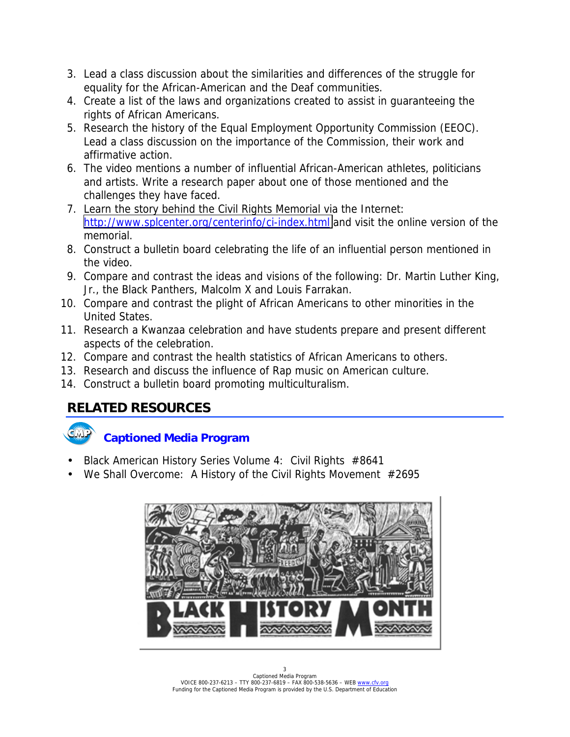3. Lead a class discussion about the similarities and differences of the struggle for equality for the African-American and the Deaf communities.
4. Create a list of the laws and organizations created to assist in guaranteeing the rights of African Americans.
5. Research the history of the Equal Employment Opportunity Commission (EEOC). Lead a class discussion on the importance of the Commission, their work and affirmative action.
6. The video mentions a number of influential African-American athletes, politicians and artists. Write a research paper about one of those mentioned and the challenges they have faced.
7. Learn the story behind the Civil Rights Memorial via the Internet: http://www.splcenter.org/centerinfo/ci-index.html and visit the online version of the memorial.
8. Construct a bulletin board celebrating the life of an influential person mentioned in the video.
9. Compare and contrast the ideas and visions of the following: Dr. Martin Luther King, Jr., the Black Panthers, Malcolm X and Louis Farrakan.
10. Compare and contrast the plight of African Americans to other minorities in the United States.
11. Research a Kwanzaa celebration and have students prepare and present different aspects of the celebration.
12. Compare and contrast the health statistics of African Americans to others.
13. Research and discuss the influence of Rap music on American culture.
14. Construct a bulletin board promoting multiculturalism.

## RELATED RESOURCES

### Captioned Media Program

- Black American History Series Volume 4: Civil Rights #8641
- We Shall Overcome: A History of the Civil Rights Movement #2695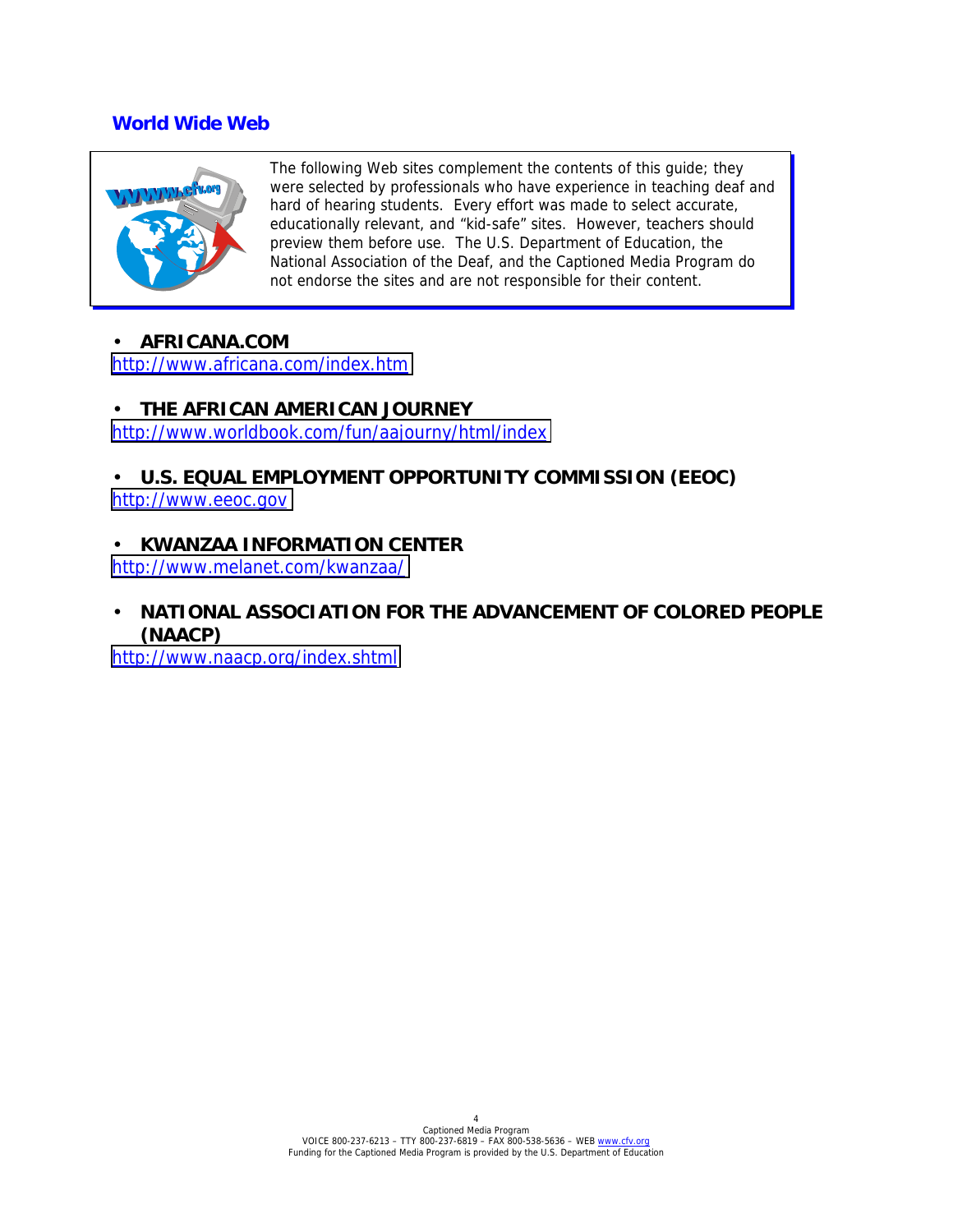## World Wide Web

The following Web sites complement the contents of this guide; they were selected by professionals who have experience in teaching deaf and hard of hearing students. Every effort was made to select accurate, educationally relevant, and "kid-safe" sites. However, teachers should preview them before use. The U.S. Department of Education, the National Association of the Deaf, and the Captioned Media Program do not endorse the sites and are not responsible for their content.

- **AFRICANA.COM**

http://www.africana.com/index.htm

- **THE AFRICAN AMERICAN JOURNEY**

http://www.worldbook.com/fun/aajourny/html/index

- **U.S. EQUAL EMPLOYMENT OPPORTUNITY COMMISSION (EEOC)**

http://www.eeoc.gov

- **KWANZAA INFORMATION CENTER**

http://www.melanet.com/kwanzaa/

- **NATIONAL ASSOCIATION FOR THE ADVANCEMENT OF COLORED PEOPLE (NAACP)**

http://www.naacp.org/index.shtml

Captioned Media Program
VOICE 800-237-6213 – TTY 800-237-6819 – FAX 800-538-5636 – WEB www.cfv.org
Funding for the Captioned Media Program is provided by the U.S. Department of Education